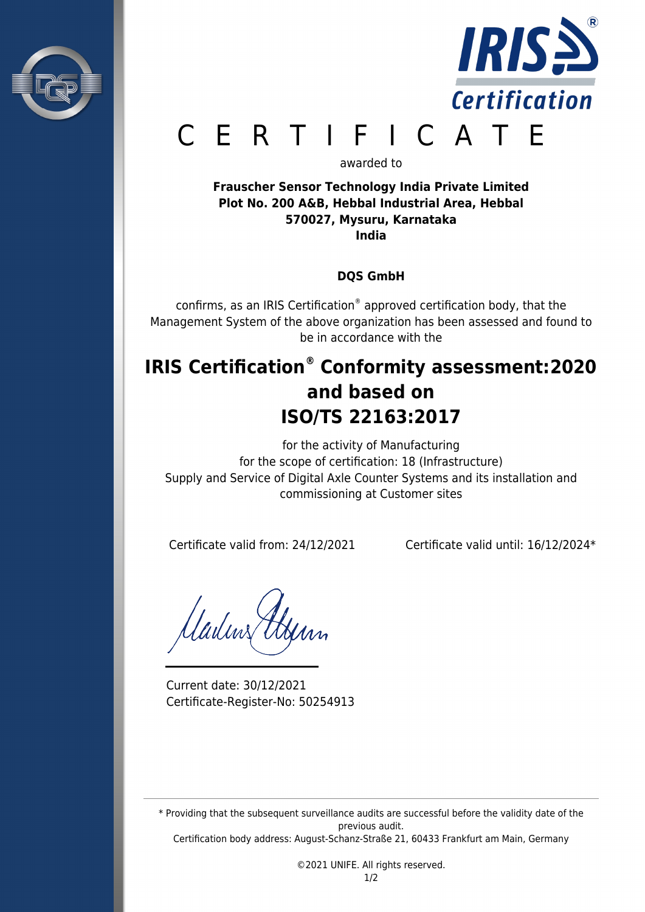IRIS® Certification

# C E R T I F I C A T E

awarded to

**Frauscher Sensor Technology India Private Limited**
**Plot No. 200 A&B, Hebbal Industrial Area, Hebbal**
**570027, Mysuru, Karnataka**
**India**

**DQS GmbH**

confirms, as an IRIS Certification® approved certification body, that the Management System of the above organization has been assessed and found to be in accordance with the

## IRIS Certification® Conformity assessment:2020 and based on ISO/TS 22163:2017

for the activity of Manufacturing
for the scope of certification: 18 (Infrastructure)
Supply and Service of Digital Axle Counter Systems and its installation and commissioning at Customer sites

Certificate valid from: 24/12/2021

Certificate valid until: 16/12/2024*

Current date: 30/12/2021
Certificate-Register-No: 50254913

* Providing that the subsequent surveillance audits are successful before the validity date of the previous audit.
Certification body address: August-Schanz-Straße 21, 60433 Frankfurt am Main, Germany

©2021 UNIFE. All rights reserved.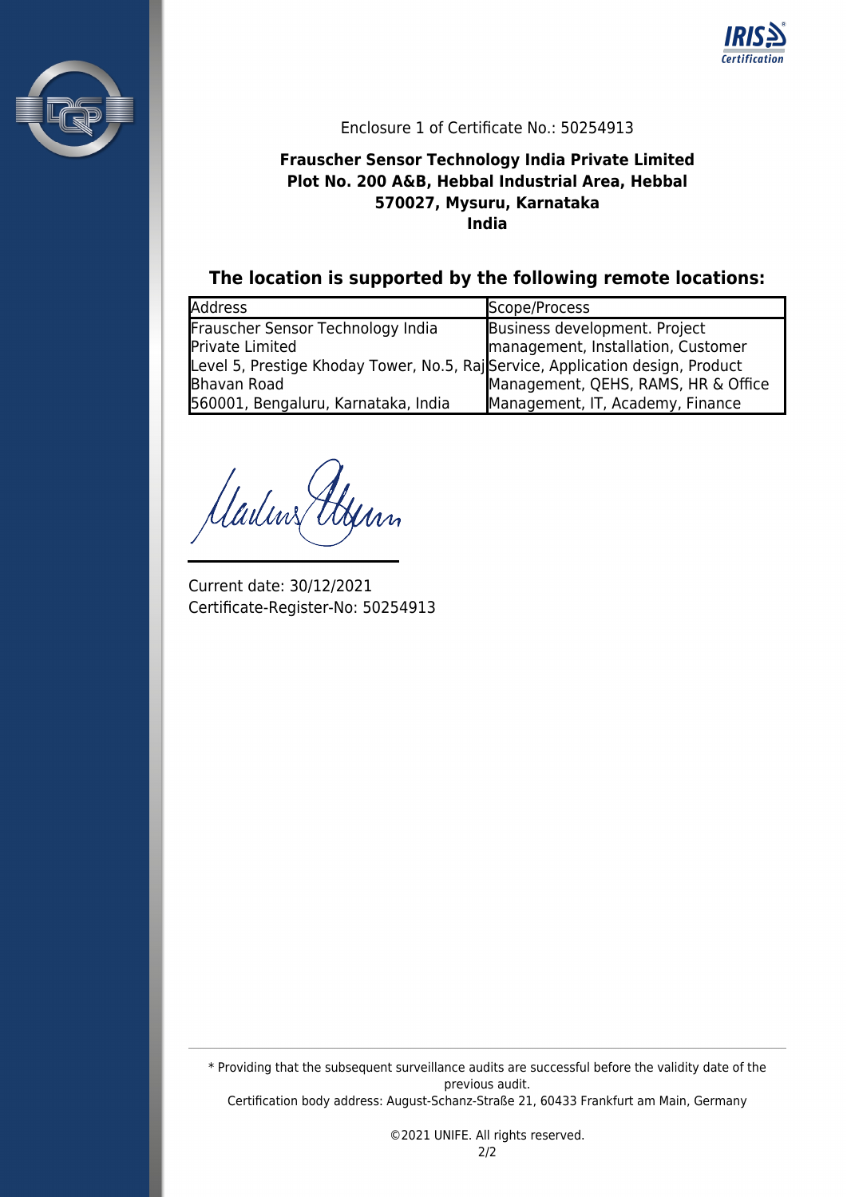Enclosure 1 of Certificate No.: 50254913

**Frauscher Sensor Technology India Private Limited**
**Plot No. 200 A&B, Hebbal Industrial Area, Hebbal**
**570027, Mysuru, Karnataka**
**India**

## The location is supported by the following remote locations:

| Address | Scope/Process |
|---|---|
| Frauscher Sensor Technology India Private Limited Level 5, Prestige Khoday Tower, No.5, Raj Bhavan Road 560001, Bengaluru, Karnataka, India | Business development. Project management, Installation, Customer Service, Application design, Product Management, QEHS, RAMS, HR & Office Management, IT, Academy, Finance |

Current date: 30/12/2021
Certificate-Register-No: 50254913

* Providing that the subsequent surveillance audits are successful before the validity date of the previous audit.
Certification body address: August-Schanz-Straße 21, 60433 Frankfurt am Main, Germany

©2021 UNIFE. All rights reserved.